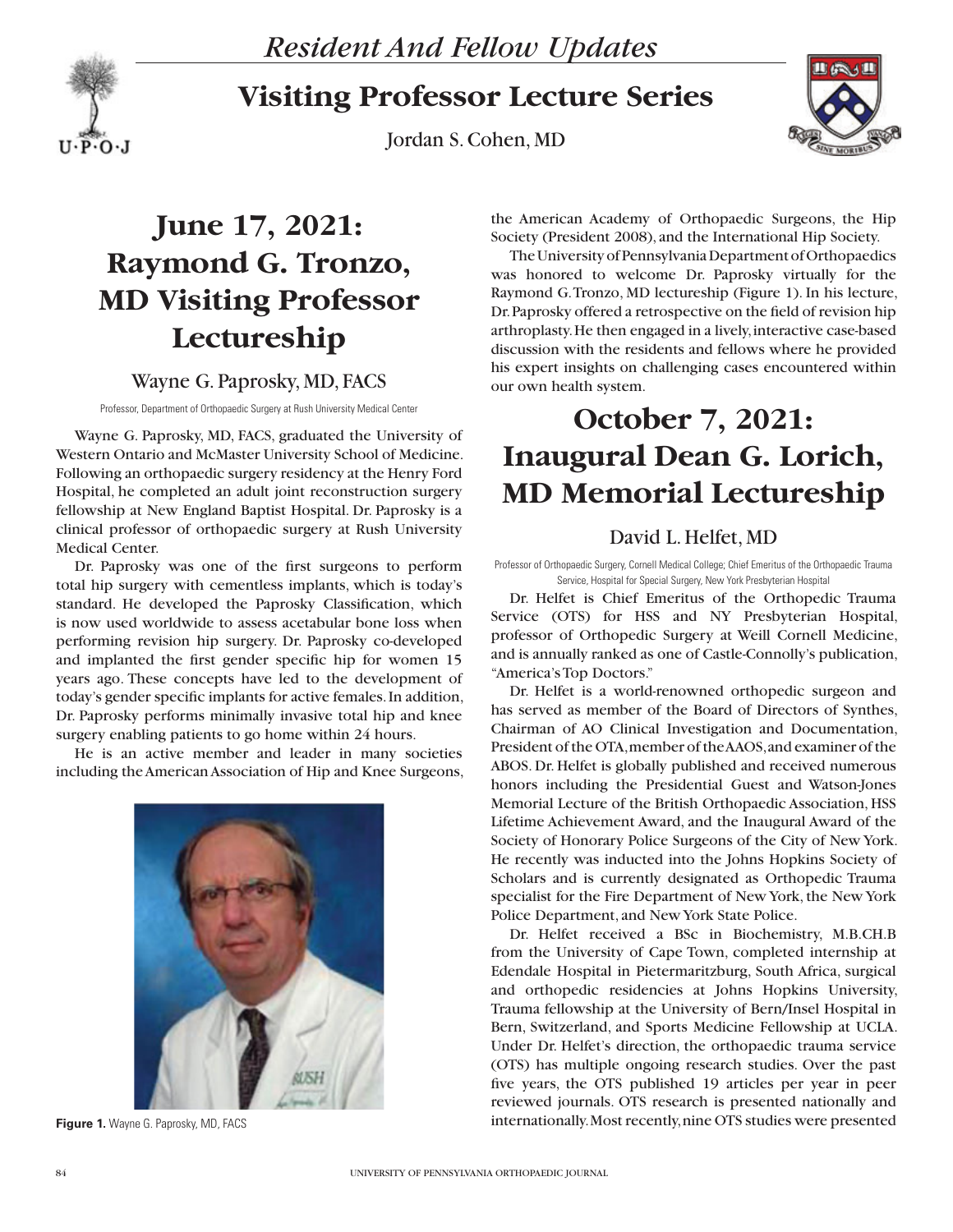*Resident And Fellow Updates*

# Visiting Professor Lecture Series

Jordan S. Cohen, MD

## June 17, 2021: Raymond G. Tronzo, MD Visiting Professor Lectureship

### Wayne G. Paprosky, MD, FACS

Professor, Department of Orthopaedic Surgery at Rush University Medical Center

Wayne G. Paprosky, MD, FACS, graduated the University of Western Ontario and McMaster University School of Medicine. Following an orthopaedic surgery residency at the Henry Ford Hospital, he completed an adult joint reconstruction surgery fellowship at New England Baptist Hospital. Dr. Paprosky is a clinical professor of orthopaedic surgery at Rush University Medical Center.

Dr. Paprosky was one of the first surgeons to perform total hip surgery with cementless implants, which is today's standard. He developed the Paprosky Classification, which is now used worldwide to assess acetabular bone loss when performing revision hip surgery. Dr. Paprosky co-developed and implanted the first gender specific hip for women 15 years ago. These concepts have led to the development of today's gender specific implants for active females. In addition, Dr. Paprosky performs minimally invasive total hip and knee surgery enabling patients to go home within 24 hours.

He is an active member and leader in many societies including the American Association of Hip and Knee Surgeons, the American Academy of Orthopaedic Surgeons, the Hip Society (President 2008), and the International Hip Society.

The University of Pennsylvania Department of Orthopaedics was honored to welcome Dr. Paprosky virtually for the Raymond G. Tronzo, MD lectureship (Figure 1). In his lecture, Dr. Paprosky offered a retrospective on the field of revision hip arthroplasty. He then engaged in a lively, interactive case-based discussion with the residents and fellows where he provided his expert insights on challenging cases encountered within our own health system.

**Figure 1.** Wayne G. Paprosky, MD, FACS

## October 7, 2021: Inaugural Dean G. Lorich, MD Memorial Lectureship

### David L. Helfet, MD

Professor of Orthopaedic Surgery, Cornell Medical College; Chief Emeritus of the Orthopaedic Trauma Service, Hospital for Special Surgery, New York Presbyterian Hospital

Dr. Helfet is Chief Emeritus of the Orthopedic Trauma Service (OTS) for HSS and NY Presbyterian Hospital, professor of Orthopedic Surgery at Weill Cornell Medicine, and is annually ranked as one of Castle-Connolly's publication, "America's Top Doctors."

Dr. Helfet is a world-renowned orthopedic surgeon and has served as member of the Board of Directors of Synthes, Chairman of AO Clinical Investigation and Documentation, President of the OTA, member of the AAOS, and examiner of the ABOS. Dr. Helfet is globally published and received numerous honors including the Presidential Guest and Watson-Jones Memorial Lecture of the British Orthopaedic Association, HSS Lifetime Achievement Award, and the Inaugural Award of the Society of Honorary Police Surgeons of the City of New York. He recently was inducted into the Johns Hopkins Society of Scholars and is currently designated as Orthopedic Trauma specialist for the Fire Department of New York, the New York Police Department, and New York State Police.

Dr. Helfet received a BSc in Biochemistry, M.B.CH.B from the University of Cape Town, completed internship at Edendale Hospital in Pietermaritzburg, South Africa, surgical and orthopedic residencies at Johns Hopkins University, Trauma fellowship at the University of Bern/Insel Hospital in Bern, Switzerland, and Sports Medicine Fellowship at UCLA. Under Dr. Helfet's direction, the orthopaedic trauma service (OTS) has multiple ongoing research studies. Over the past five years, the OTS published 19 articles per year in peer reviewed journals. OTS research is presented nationally and internationally. Most recently, nine OTS studies were presented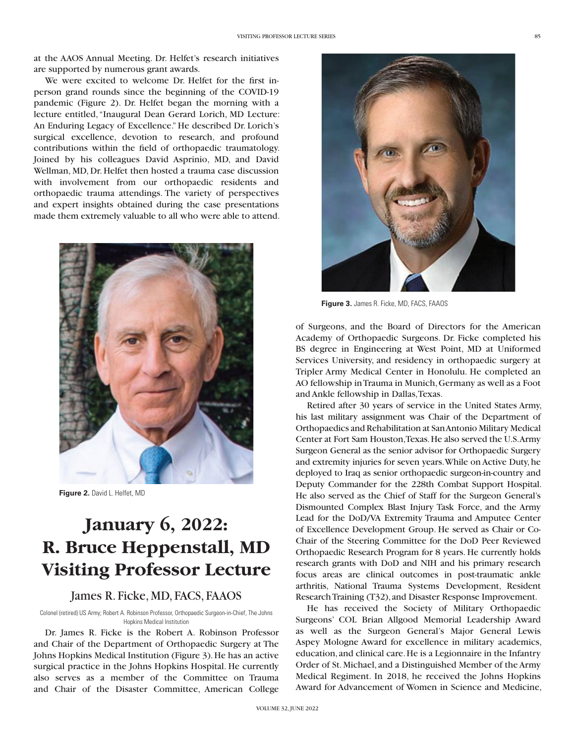at the AAOS Annual Meeting. Dr. Helfet's research initiatives are supported by numerous grant awards.

We were excited to welcome Dr. Helfet for the first in-person grand rounds since the beginning of the COVID-19 pandemic (Figure 2). Dr. Helfet began the morning with a lecture entitled, "Inaugural Dean Gerard Lorich, MD Lecture: An Enduring Legacy of Excellence." He described Dr. Lorich's surgical excellence, devotion to research, and profound contributions within the field of orthopaedic traumatology. Joined by his colleagues David Asprinio, MD, and David Wellman, MD, Dr. Helfet then hosted a trauma case discussion with involvement from our orthopaedic residents and orthopaedic trauma attendings. The variety of perspectives and expert insights obtained during the case presentations made them extremely valuable to all who were able to attend.

**Figure 2.** David L. Helfet, MD

# January 6, 2022: R. Bruce Heppenstall, MD Visiting Professor Lecture

## James R. Ficke, MD, FACS, FAAOS

Colonel (retired) US Army; Robert A. Robinson Professor, Orthopaedic Surgeon-in-Chief, The Johns Hopkins Medical Institution

Dr. James R. Ficke is the Robert A. Robinson Professor and Chair of the Department of Orthopaedic Surgery at The Johns Hopkins Medical Institution (Figure 3). He has an active surgical practice in the Johns Hopkins Hospital. He currently also serves as a member of the Committee on Trauma and Chair of the Disaster Committee, American College of Surgeons, and the Board of Directors for the American Academy of Orthopaedic Surgeons. Dr. Ficke completed his BS degree in Engineering at West Point, MD at Uniformed Services University, and residency in orthopaedic surgery at Tripler Army Medical Center in Honolulu. He completed an AO fellowship in Trauma in Munich, Germany as well as a Foot and Ankle fellowship in Dallas, Texas.

**Figure 3.** James R. Ficke, MD, FACS, FAAOS

Retired after 30 years of service in the United States Army, his last military assignment was Chair of the Department of Orthopaedics and Rehabilitation at San Antonio Military Medical Center at Fort Sam Houston, Texas. He also served the U.S. Army Surgeon General as the senior advisor for Orthopaedic Surgery and extremity injuries for seven years. While on Active Duty, he deployed to Iraq as senior orthopaedic surgeon-in-country and Deputy Commander for the 228th Combat Support Hospital. He also served as the Chief of Staff for the Surgeon General's Dismounted Complex Blast Injury Task Force, and the Army Lead for the DoD/VA Extremity Trauma and Amputee Center of Excellence Development Group. He served as Chair or Co-Chair of the Steering Committee for the DoD Peer Reviewed Orthopaedic Research Program for 8 years. He currently holds research grants with DoD and NIH and his primary research focus areas are clinical outcomes in post-traumatic ankle arthritis, National Trauma Systems Development, Resident Research Training (T32), and Disaster Response Improvement.

He has received the Society of Military Orthopaedic Surgeons' COL Brian Allgood Memorial Leadership Award as well as the Surgeon General's Major General Lewis Aspey Mologne Award for excellence in military academics, education, and clinical care. He is a Legionnaire in the Infantry Order of St. Michael, and a Distinguished Member of the Army Medical Regiment. In 2018, he received the Johns Hopkins Award for Advancement of Women in Science and Medicine,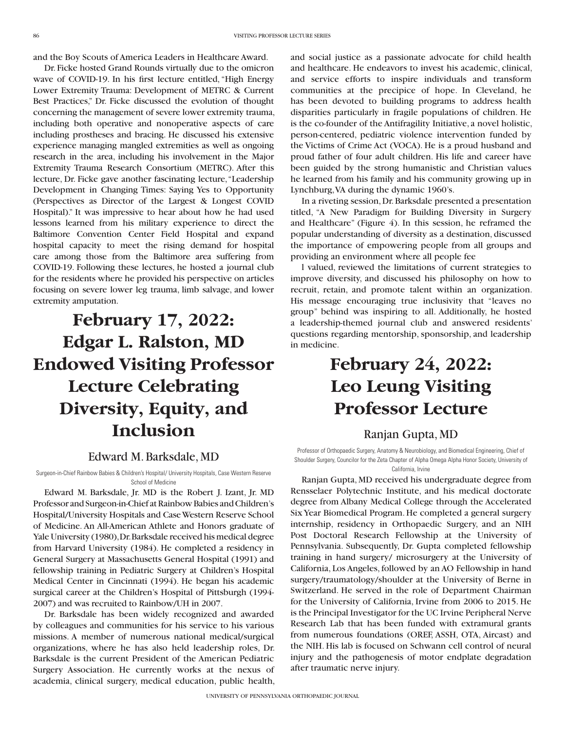and the Boy Scouts of America Leaders in Healthcare Award.

Dr. Ficke hosted Grand Rounds virtually due to the omicron wave of COVID-19. In his first lecture entitled, "High Energy Lower Extremity Trauma: Development of METRC & Current Best Practices," Dr. Ficke discussed the evolution of thought concerning the management of severe lower extremity trauma, including both operative and nonoperative aspects of care including prostheses and bracing. He discussed his extensive experience managing mangled extremities as well as ongoing research in the area, including his involvement in the Major Extremity Trauma Research Consortium (METRC). After this lecture, Dr. Ficke gave another fascinating lecture, "Leadership Development in Changing Times: Saying Yes to Opportunity (Perspectives as Director of the Largest & Longest COVID Hospital)." It was impressive to hear about how he had used lessons learned from his military experience to direct the Baltimore Convention Center Field Hospital and expand hospital capacity to meet the rising demand for hospital care among those from the Baltimore area suffering from COVID-19. Following these lectures, he hosted a journal club for the residents where he provided his perspective on articles focusing on severe lower leg trauma, limb salvage, and lower extremity amputation.

# February 17, 2022: Edgar L. Ralston, MD Endowed Visiting Professor Lecture Celebrating Diversity, Equity, and Inclusion

## Edward M. Barksdale, MD

Surgeon-in-Chief Rainbow Babies & Children's Hospital/ University Hospitals, Case Western Reserve School of Medicine

Edward M. Barksdale, Jr. MD is the Robert J. Izant, Jr. MD Professor and Surgeon-in-Chief at Rainbow Babies and Children's Hospital/University Hospitals and Case Western Reserve School of Medicine. An All-American Athlete and Honors graduate of Yale University (1980), Dr. Barksdale received his medical degree from Harvard University (1984). He completed a residency in General Surgery at Massachusetts General Hospital (1991) and fellowship training in Pediatric Surgery at Children's Hospital Medical Center in Cincinnati (1994). He began his academic surgical career at the Children's Hospital of Pittsburgh (1994-2007) and was recruited to Rainbow/UH in 2007.

Dr. Barksdale has been widely recognized and awarded by colleagues and communities for his service to his various missions. A member of numerous national medical/surgical organizations, where he has also held leadership roles, Dr. Barksdale is the current President of the American Pediatric Surgery Association. He currently works at the nexus of academia, clinical surgery, medical education, public health, and social justice as a passionate advocate for child health and healthcare. He endeavors to invest his academic, clinical, and service efforts to inspire individuals and transform communities at the precipice of hope. In Cleveland, he has been devoted to building programs to address health disparities particularly in fragile populations of children. He is the co-founder of the Antifragility Initiative, a novel holistic, person-centered, pediatric violence intervention funded by the Victims of Crime Act (VOCA). He is a proud husband and proud father of four adult children. His life and career have been guided by the strong humanistic and Christian values he learned from his family and his community growing up in Lynchburg, VA during the dynamic 1960's.

In a riveting session, Dr. Barksdale presented a presentation titled, "A New Paradigm for Building Diversity in Surgery and Healthcare" (Figure 4). In this session, he reframed the popular understanding of diversity as a destination, discussed the importance of empowering people from all groups and providing an environment where all people fee

l valued, reviewed the limitations of current strategies to improve diversity, and discussed his philosophy on how to recruit, retain, and promote talent within an organization. His message encouraging true inclusivity that "leaves no group" behind was inspiring to all. Additionally, he hosted a leadership-themed journal club and answered residents' questions regarding mentorship, sponsorship, and leadership in medicine.

# February 24, 2022: Leo Leung Visiting Professor Lecture

## Ranjan Gupta, MD

Professor of Orthopaedic Surgery, Anatomy & Neurobiology, and Biomedical Engineering, Chief of Shoulder Surgery, Councilor for the Zeta Chapter of Alpha Omega Alpha Honor Society, University of California, Irvine

Ranjan Gupta, MD received his undergraduate degree from Rensselaer Polytechnic Institute, and his medical doctorate degree from Albany Medical College through the Accelerated Six Year Biomedical Program. He completed a general surgery internship, residency in Orthopaedic Surgery, and an NIH Post Doctoral Research Fellowship at the University of Pennsylvania. Subsequently, Dr. Gupta completed fellowship training in hand surgery/ microsurgery at the University of California, Los Angeles, followed by an AO Fellowship in hand surgery/traumatology/shoulder at the University of Berne in Switzerland. He served in the role of Department Chairman for the University of California, Irvine from 2006 to 2015. He is the Principal Investigator for the UC Irvine Peripheral Nerve Research Lab that has been funded with extramural grants from numerous foundations (OREF, ASSH, OTA, Aircast) and the NIH. His lab is focused on Schwann cell control of neural injury and the pathogenesis of motor endplate degradation after traumatic nerve injury.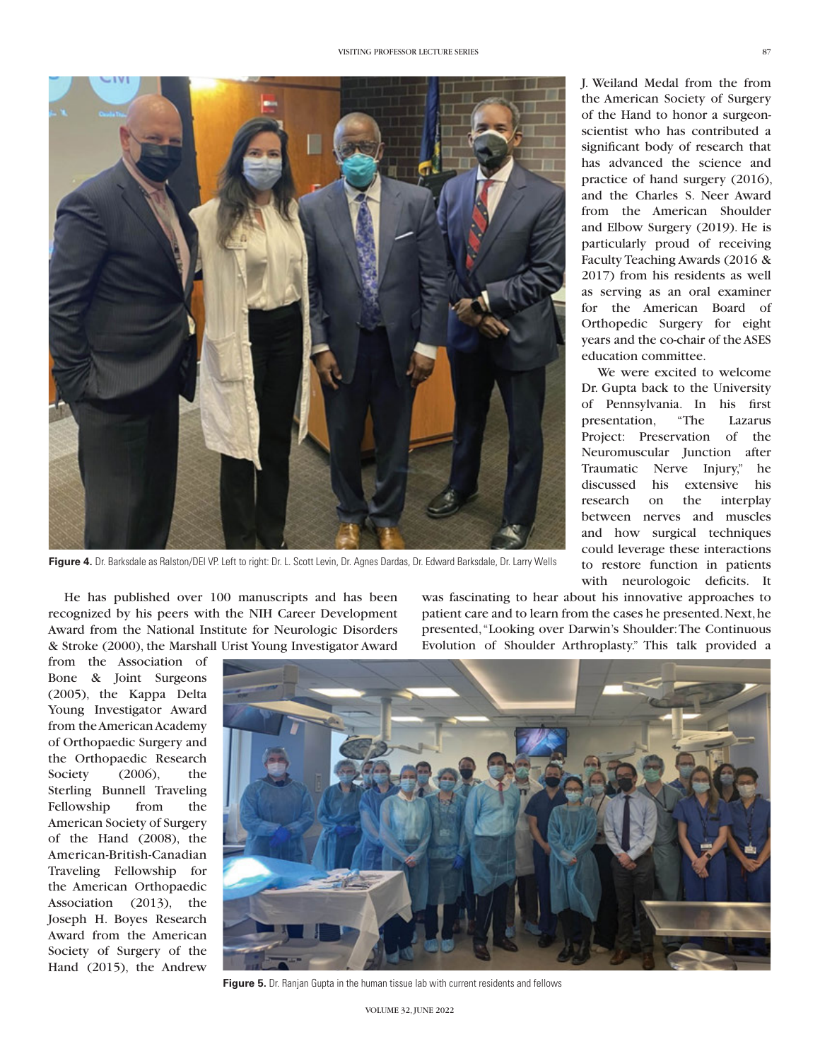J. Weiland Medal from the from the American Society of Surgery of the Hand to honor a surgeon-scientist who has contributed a significant body of research that has advanced the science and practice of hand surgery (2016), and the Charles S. Neer Award from the American Shoulder and Elbow Surgery (2019). He is particularly proud of receiving Faculty Teaching Awards (2016 & 2017) from his residents as well as serving as an oral examiner for the American Board of Orthopedic Surgery for eight years and the co-chair of the ASES education committee.

We were excited to welcome Dr. Gupta back to the University of Pennsylvania. In his first presentation, "The Lazarus Project: Preservation of the Neuromuscular Junction after Traumatic Nerve Injury," he discussed his extensive his research on the interplay between nerves and muscles and how surgical techniques could leverage these interactions to restore function in patients with neurologoic deficits. It was fascinating to hear about his innovative approaches to patient care and to learn from the cases he presented. Next, he presented, "Looking over Darwin's Shoulder: The Continuous Evolution of Shoulder Arthroplasty." This talk provided a

**Figure 4.** Dr. Barksdale as Ralston/DEI VP. Left to right: Dr. L. Scott Levin, Dr. Agnes Dardas, Dr. Edward Barksdale, Dr. Larry Wells

He has published over 100 manuscripts and has been recognized by his peers with the NIH Career Development Award from the National Institute for Neurologic Disorders & Stroke (2000), the Marshall Urist Young Investigator Award from the Association of Bone & Joint Surgeons (2005), the Kappa Delta Young Investigator Award from the American Academy of Orthopaedic Surgery and the Orthopaedic Research Society (2006), the Sterling Bunnell Traveling Fellowship from the American Society of Surgery of the Hand (2008), the American-British-Canadian Traveling Fellowship for the American Orthopaedic Association (2013), the Joseph H. Boyes Research Award from the American Society of Surgery of the Hand (2015), the Andrew

**Figure 5.** Dr. Ranjan Gupta in the human tissue lab with current residents and fellows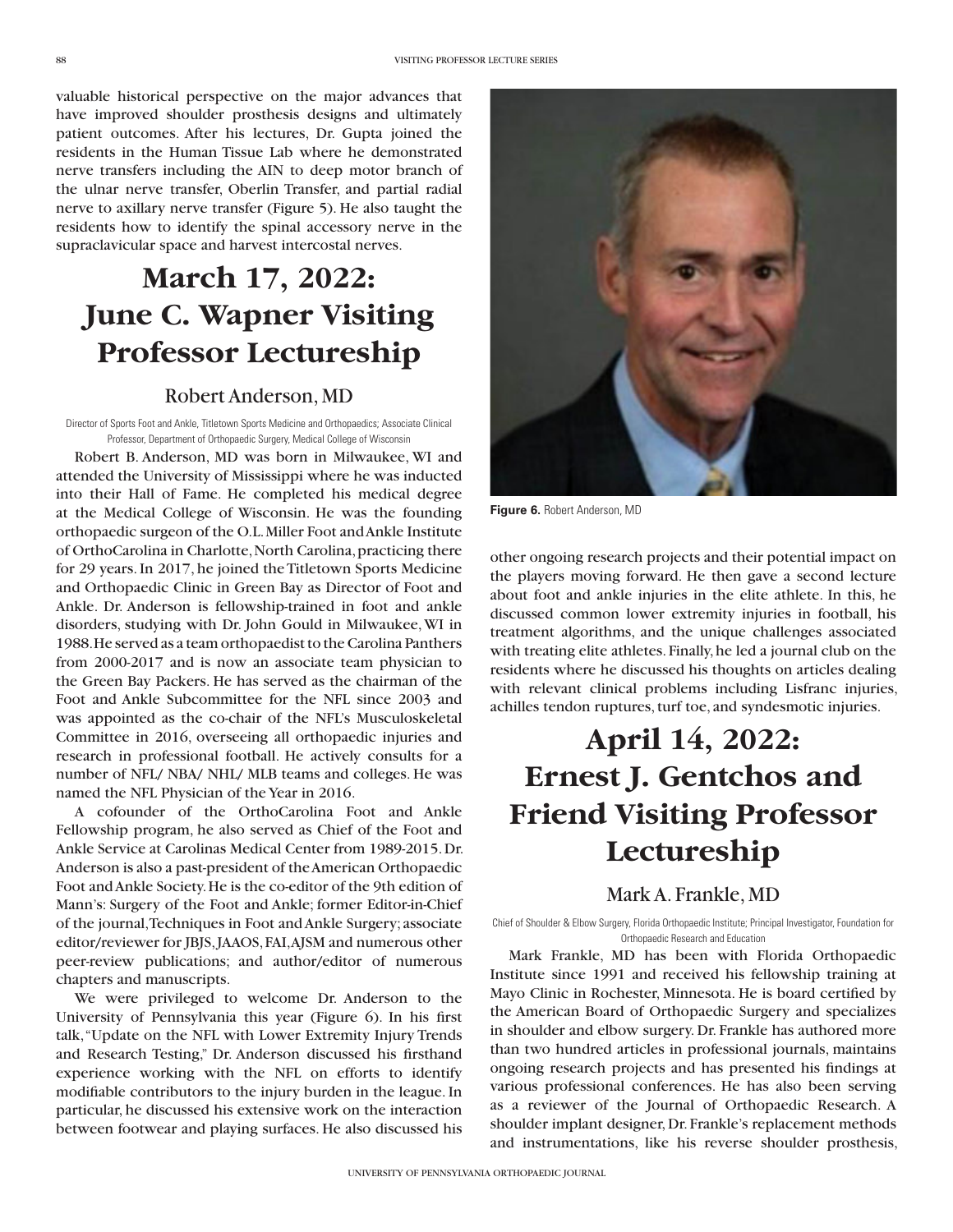valuable historical perspective on the major advances that have improved shoulder prosthesis designs and ultimately patient outcomes. After his lectures, Dr. Gupta joined the residents in the Human Tissue Lab where he demonstrated nerve transfers including the AIN to deep motor branch of the ulnar nerve transfer, Oberlin Transfer, and partial radial nerve to axillary nerve transfer (Figure 5). He also taught the residents how to identify the spinal accessory nerve in the supraclavicular space and harvest intercostal nerves.

# March 17, 2022: June C. Wapner Visiting Professor Lectureship

## Robert Anderson, MD

Director of Sports Foot and Ankle, Titletown Sports Medicine and Orthopaedics; Associate Clinical Professor, Department of Orthopaedic Surgery, Medical College of Wisconsin

Robert B. Anderson, MD was born in Milwaukee, WI and attended the University of Mississippi where he was inducted into their Hall of Fame. He completed his medical degree at the Medical College of Wisconsin. He was the founding orthopaedic surgeon of the O.L. Miller Foot and Ankle Institute of OrthoCarolina in Charlotte, North Carolina, practicing there for 29 years. In 2017, he joined the Titletown Sports Medicine and Orthopaedic Clinic in Green Bay as Director of Foot and Ankle. Dr. Anderson is fellowship-trained in foot and ankle disorders, studying with Dr. John Gould in Milwaukee, WI in 1988. He served as a team orthopaedist to the Carolina Panthers from 2000-2017 and is now an associate team physician to the Green Bay Packers. He has served as the chairman of the Foot and Ankle Subcommittee for the NFL since 2003 and was appointed as the co-chair of the NFL's Musculoskeletal Committee in 2016, overseeing all orthopaedic injuries and research in professional football. He actively consults for a number of NFL/ NBA/ NHL/ MLB teams and colleges. He was named the NFL Physician of the Year in 2016.

A cofounder of the OrthoCarolina Foot and Ankle Fellowship program, he also served as Chief of the Foot and Ankle Service at Carolinas Medical Center from 1989-2015. Dr. Anderson is also a past-president of the American Orthopaedic Foot and Ankle Society. He is the co-editor of the 9th edition of Mann's: Surgery of the Foot and Ankle; former Editor-in-Chief of the journal, Techniques in Foot and Ankle Surgery; associate editor/reviewer for JBJS, JAAOS, FAI, AJSM and numerous other peer-review publications; and author/editor of numerous chapters and manuscripts.

We were privileged to welcome Dr. Anderson to the University of Pennsylvania this year (Figure 6). In his first talk, "Update on the NFL with Lower Extremity Injury Trends and Research Testing," Dr. Anderson discussed his firsthand experience working with the NFL on efforts to identify modifiable contributors to the injury burden in the league. In particular, he discussed his extensive work on the interaction between footwear and playing surfaces. He also discussed his other ongoing research projects and their potential impact on the players moving forward. He then gave a second lecture about foot and ankle injuries in the elite athlete. In this, he discussed common lower extremity injuries in football, his treatment algorithms, and the unique challenges associated with treating elite athletes. Finally, he led a journal club on the residents where he discussed his thoughts on articles dealing with relevant clinical problems including Lisfranc injuries, achilles tendon ruptures, turf toe, and syndesmotic injuries.

**Figure 6.** Robert Anderson, MD

# April 14, 2022: Ernest J. Gentchos and Friend Visiting Professor Lectureship

## Mark A. Frankle, MD

Chief of Shoulder & Elbow Surgery, Florida Orthopaedic Institute; Principal Investigator, Foundation for Orthopaedic Research and Education

Mark Frankle, MD has been with Florida Orthopaedic Institute since 1991 and received his fellowship training at Mayo Clinic in Rochester, Minnesota. He is board certified by the American Board of Orthopaedic Surgery and specializes in shoulder and elbow surgery. Dr. Frankle has authored more than two hundred articles in professional journals, maintains ongoing research projects and has presented his findings at various professional conferences. He has also been serving as a reviewer of the Journal of Orthopaedic Research. A shoulder implant designer, Dr. Frankle's replacement methods and instrumentations, like his reverse shoulder prosthesis,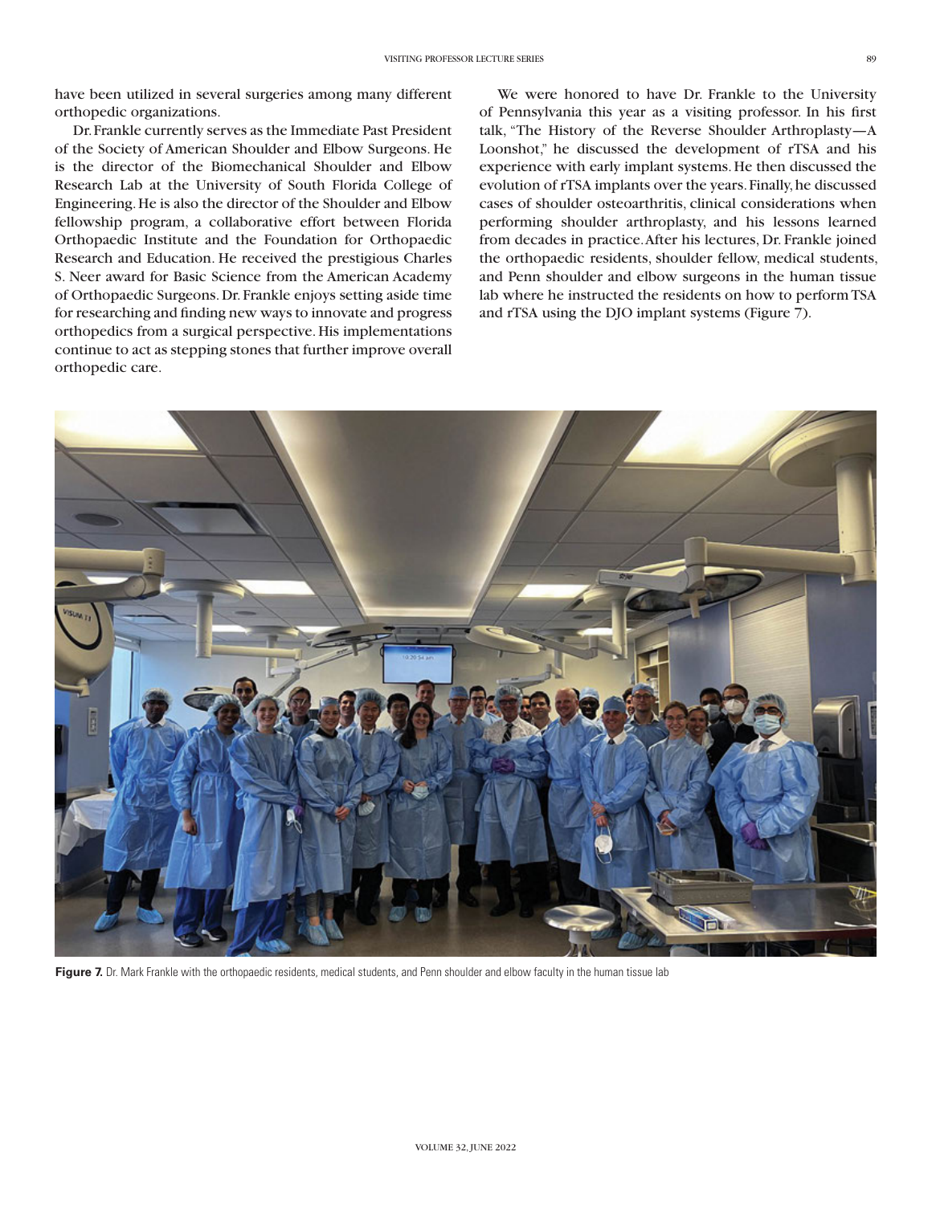have been utilized in several surgeries among many different orthopedic organizations.

Dr. Frankle currently serves as the Immediate Past President of the Society of American Shoulder and Elbow Surgeons. He is the director of the Biomechanical Shoulder and Elbow Research Lab at the University of South Florida College of Engineering. He is also the director of the Shoulder and Elbow fellowship program, a collaborative effort between Florida Orthopaedic Institute and the Foundation for Orthopaedic Research and Education. He received the prestigious Charles S. Neer award for Basic Science from the American Academy of Orthopaedic Surgeons. Dr. Frankle enjoys setting aside time for researching and finding new ways to innovate and progress orthopedics from a surgical perspective. His implementations continue to act as stepping stones that further improve overall orthopedic care.

We were honored to have Dr. Frankle to the University of Pennsylvania this year as a visiting professor. In his first talk, "The History of the Reverse Shoulder Arthroplasty—A Loonshot," he discussed the development of rTSA and his experience with early implant systems. He then discussed the evolution of rTSA implants over the years. Finally, he discussed cases of shoulder osteoarthritis, clinical considerations when performing shoulder arthroplasty, and his lessons learned from decades in practice. After his lectures, Dr. Frankle joined the orthopaedic residents, shoulder fellow, medical students, and Penn shoulder and elbow surgeons in the human tissue lab where he instructed the residents on how to perform TSA and rTSA using the DJO implant systems (Figure 7).

**Figure 7.** Dr. Mark Frankle with the orthopaedic residents, medical students, and Penn shoulder and elbow faculty in the human tissue lab